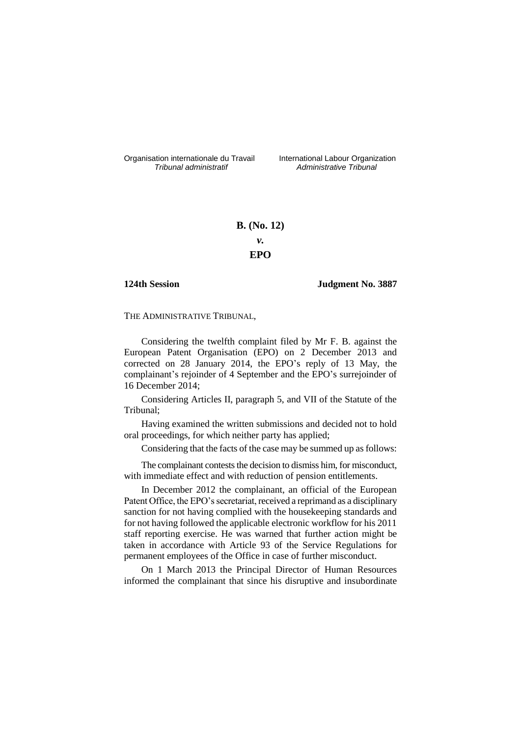Organisation internationale du Travail
*Tribunal administratif*

International Labour Organization
*Administrative Tribunal*

**B. (No. 12)**

***v.***

**EPO**

**124th Session** **Judgment No. 3887**

THE ADMINISTRATIVE TRIBUNAL,

Considering the twelfth complaint filed by Mr F. B. against the European Patent Organisation (EPO) on 2 December 2013 and corrected on 28 January 2014, the EPO's reply of 13 May, the complainant's rejoinder of 4 September and the EPO's surrejoinder of 16 December 2014;

Considering Articles II, paragraph 5, and VII of the Statute of the Tribunal;

Having examined the written submissions and decided not to hold oral proceedings, for which neither party has applied;

Considering that the facts of the case may be summed up as follows:

The complainant contests the decision to dismiss him, for misconduct, with immediate effect and with reduction of pension entitlements.

In December 2012 the complainant, an official of the European Patent Office, the EPO's secretariat, received a reprimand as a disciplinary sanction for not having complied with the housekeeping standards and for not having followed the applicable electronic workflow for his 2011 staff reporting exercise. He was warned that further action might be taken in accordance with Article 93 of the Service Regulations for permanent employees of the Office in case of further misconduct.

On 1 March 2013 the Principal Director of Human Resources informed the complainant that since his disruptive and insubordinate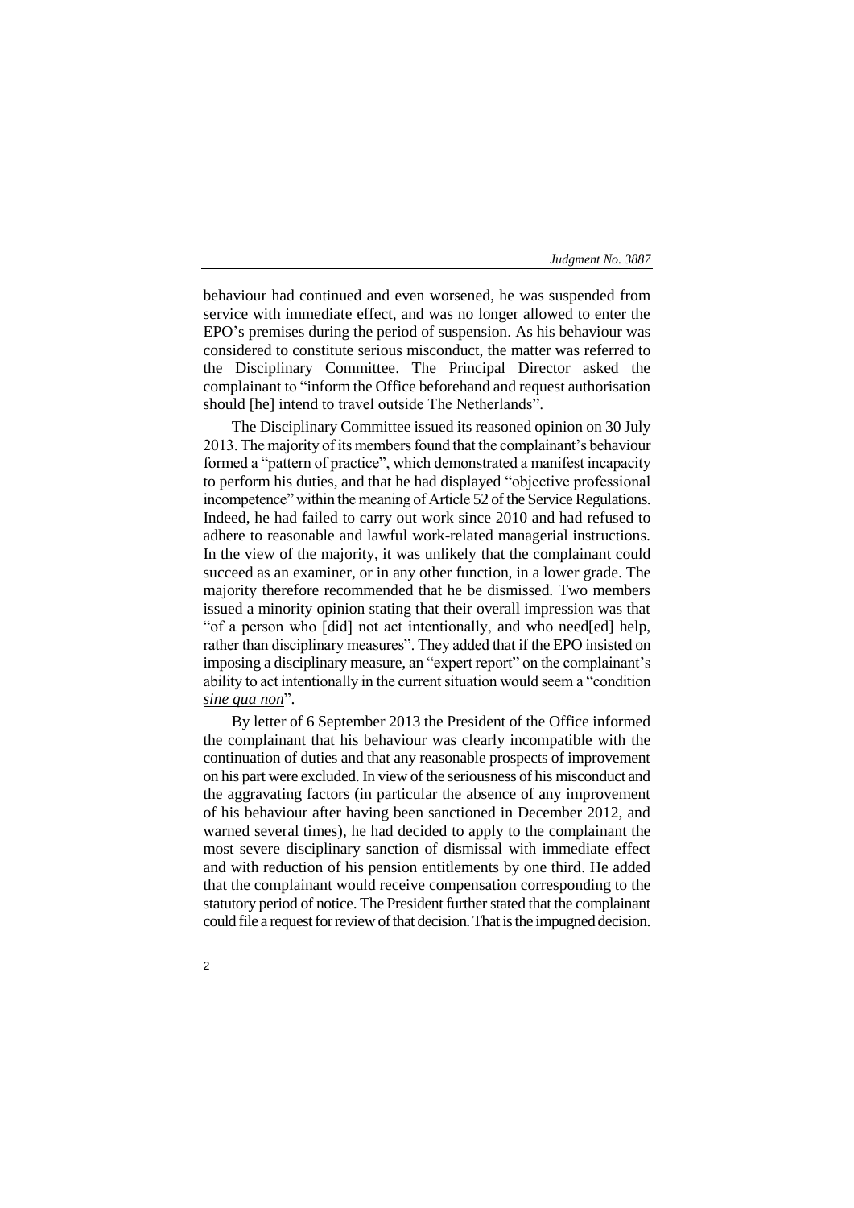behaviour had continued and even worsened, he was suspended from service with immediate effect, and was no longer allowed to enter the EPO's premises during the period of suspension. As his behaviour was considered to constitute serious misconduct, the matter was referred to the Disciplinary Committee. The Principal Director asked the complainant to "inform the Office beforehand and request authorisation should [he] intend to travel outside The Netherlands".

The Disciplinary Committee issued its reasoned opinion on 30 July 2013. The majority of its members found that the complainant's behaviour formed a "pattern of practice", which demonstrated a manifest incapacity to perform his duties, and that he had displayed "objective professional incompetence" within the meaning of Article 52 of the Service Regulations. Indeed, he had failed to carry out work since 2010 and had refused to adhere to reasonable and lawful work-related managerial instructions. In the view of the majority, it was unlikely that the complainant could succeed as an examiner, or in any other function, in a lower grade. The majority therefore recommended that he be dismissed. Two members issued a minority opinion stating that their overall impression was that "of a person who [did] not act intentionally, and who need[ed] help, rather than disciplinary measures". They added that if the EPO insisted on imposing a disciplinary measure, an "expert report" on the complainant's ability to act intentionally in the current situation would seem a "condition *sine qua non*".

By letter of 6 September 2013 the President of the Office informed the complainant that his behaviour was clearly incompatible with the continuation of duties and that any reasonable prospects of improvement on his part were excluded. In view of the seriousness of his misconduct and the aggravating factors (in particular the absence of any improvement of his behaviour after having been sanctioned in December 2012, and warned several times), he had decided to apply to the complainant the most severe disciplinary sanction of dismissal with immediate effect and with reduction of his pension entitlements by one third. He added that the complainant would receive compensation corresponding to the statutory period of notice. The President further stated that the complainant could file a request for review of that decision. That is the impugned decision.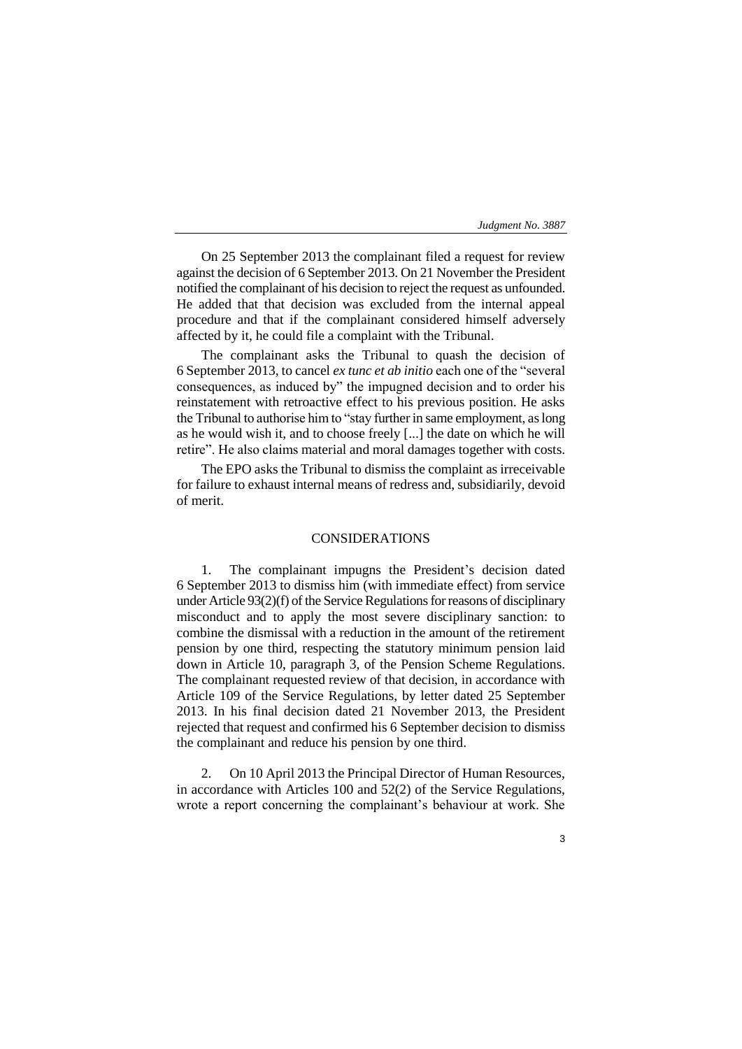On 25 September 2013 the complainant filed a request for review against the decision of 6 September 2013. On 21 November the President notified the complainant of his decision to reject the request as unfounded. He added that that decision was excluded from the internal appeal procedure and that if the complainant considered himself adversely affected by it, he could file a complaint with the Tribunal.

The complainant asks the Tribunal to quash the decision of 6 September 2013, to cancel *ex tunc et ab initio* each one of the "several consequences, as induced by" the impugned decision and to order his reinstatement with retroactive effect to his previous position. He asks the Tribunal to authorise him to "stay further in same employment, as long as he would wish it, and to choose freely [...] the date on which he will retire". He also claims material and moral damages together with costs.

The EPO asks the Tribunal to dismiss the complaint as irreceivable for failure to exhaust internal means of redress and, subsidiarily, devoid of merit.

## CONSIDERATIONS

1. The complainant impugns the President's decision dated 6 September 2013 to dismiss him (with immediate effect) from service under Article 93(2)(f) of the Service Regulations for reasons of disciplinary misconduct and to apply the most severe disciplinary sanction: to combine the dismissal with a reduction in the amount of the retirement pension by one third, respecting the statutory minimum pension laid down in Article 10, paragraph 3, of the Pension Scheme Regulations. The complainant requested review of that decision, in accordance with Article 109 of the Service Regulations, by letter dated 25 September 2013. In his final decision dated 21 November 2013, the President rejected that request and confirmed his 6 September decision to dismiss the complainant and reduce his pension by one third.

2. On 10 April 2013 the Principal Director of Human Resources, in accordance with Articles 100 and 52(2) of the Service Regulations, wrote a report concerning the complainant's behaviour at work. She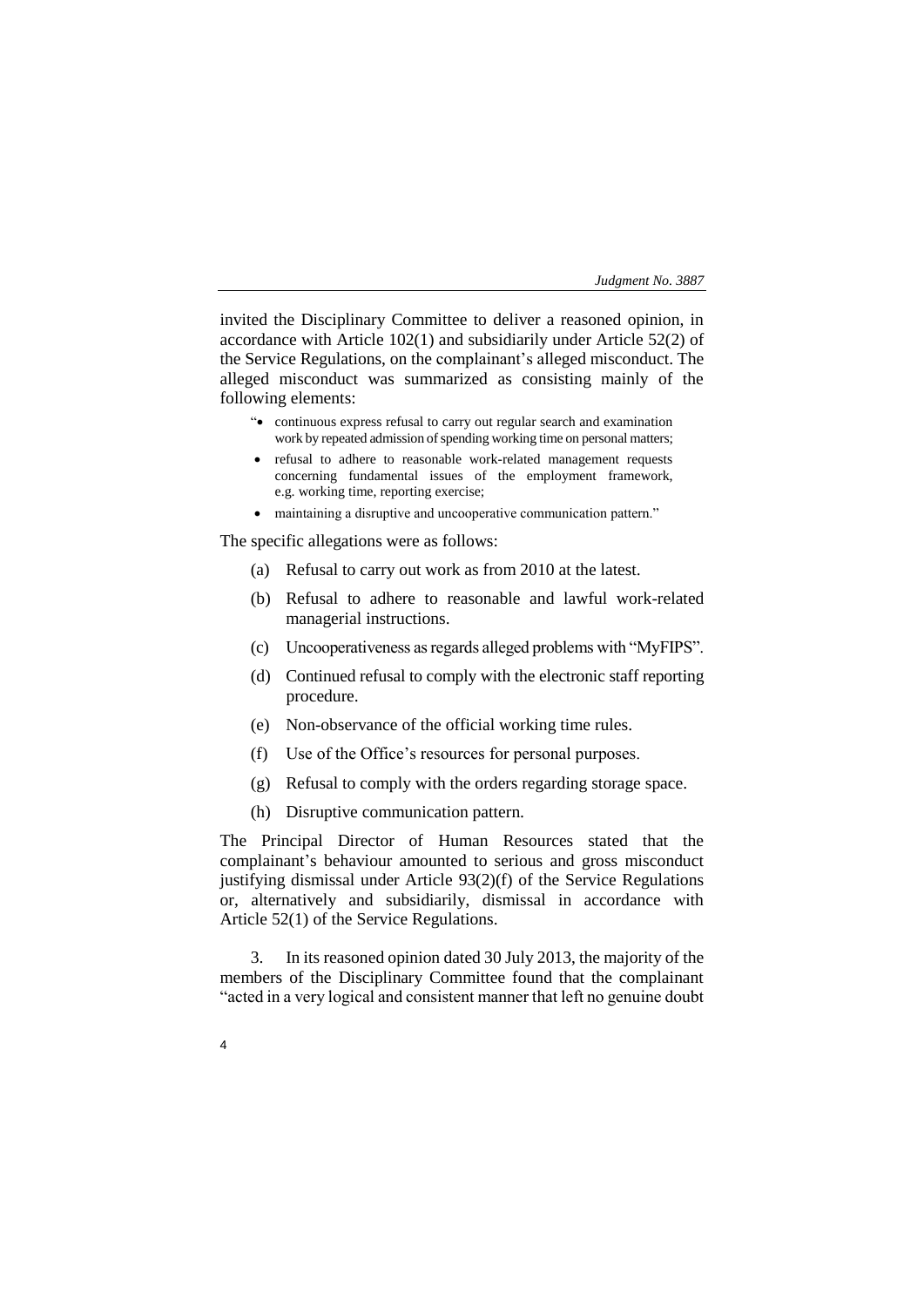invited the Disciplinary Committee to deliver a reasoned opinion, in accordance with Article 102(1) and subsidiarily under Article 52(2) of the Service Regulations, on the complainant's alleged misconduct. The alleged misconduct was summarized as consisting mainly of the following elements:

> "• continuous express refusal to carry out regular search and examination work by repeated admission of spending working time on personal matters;
>
> • refusal to adhere to reasonable work-related management requests concerning fundamental issues of the employment framework, e.g. working time, reporting exercise;
>
> • maintaining a disruptive and uncooperative communication pattern."

The specific allegations were as follows:

(a) Refusal to carry out work as from 2010 at the latest.

(b) Refusal to adhere to reasonable and lawful work-related managerial instructions.

(c) Uncooperativeness as regards alleged problems with "MyFIPS".

(d) Continued refusal to comply with the electronic staff reporting procedure.

(e) Non-observance of the official working time rules.

(f) Use of the Office's resources for personal purposes.

(g) Refusal to comply with the orders regarding storage space.

(h) Disruptive communication pattern.

The Principal Director of Human Resources stated that the complainant's behaviour amounted to serious and gross misconduct justifying dismissal under Article 93(2)(f) of the Service Regulations or, alternatively and subsidiarily, dismissal in accordance with Article 52(1) of the Service Regulations.

3. In its reasoned opinion dated 30 July 2013, the majority of the members of the Disciplinary Committee found that the complainant "acted in a very logical and consistent manner that left no genuine doubt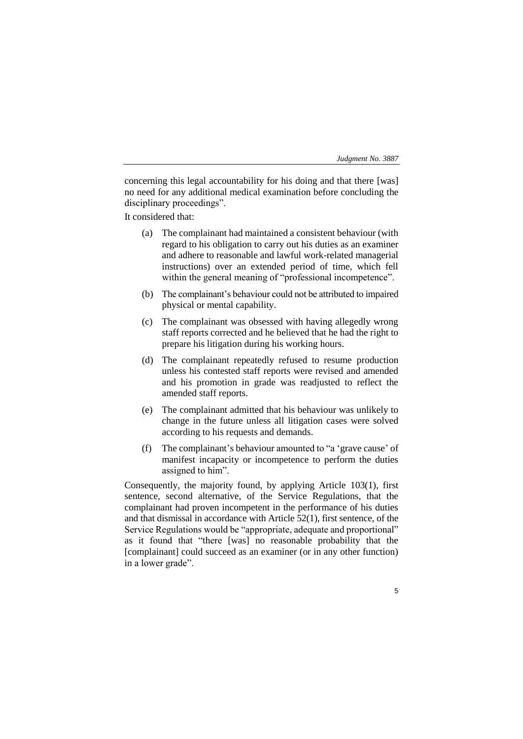concerning this legal accountability for his doing and that there [was] no need for any additional medical examination before concluding the disciplinary proceedings".

It considered that:

(a) The complainant had maintained a consistent behaviour (with regard to his obligation to carry out his duties as an examiner and adhere to reasonable and lawful work-related managerial instructions) over an extended period of time, which fell within the general meaning of "professional incompetence".

(b) The complainant's behaviour could not be attributed to impaired physical or mental capability.

(c) The complainant was obsessed with having allegedly wrong staff reports corrected and he believed that he had the right to prepare his litigation during his working hours.

(d) The complainant repeatedly refused to resume production unless his contested staff reports were revised and amended and his promotion in grade was readjusted to reflect the amended staff reports.

(e) The complainant admitted that his behaviour was unlikely to change in the future unless all litigation cases were solved according to his requests and demands.

(f) The complainant's behaviour amounted to "a 'grave cause' of manifest incapacity or incompetence to perform the duties assigned to him".

Consequently, the majority found, by applying Article 103(1), first sentence, second alternative, of the Service Regulations, that the complainant had proven incompetent in the performance of his duties and that dismissal in accordance with Article 52(1), first sentence, of the Service Regulations would be "appropriate, adequate and proportional" as it found that "there [was] no reasonable probability that the [complainant] could succeed as an examiner (or in any other function) in a lower grade".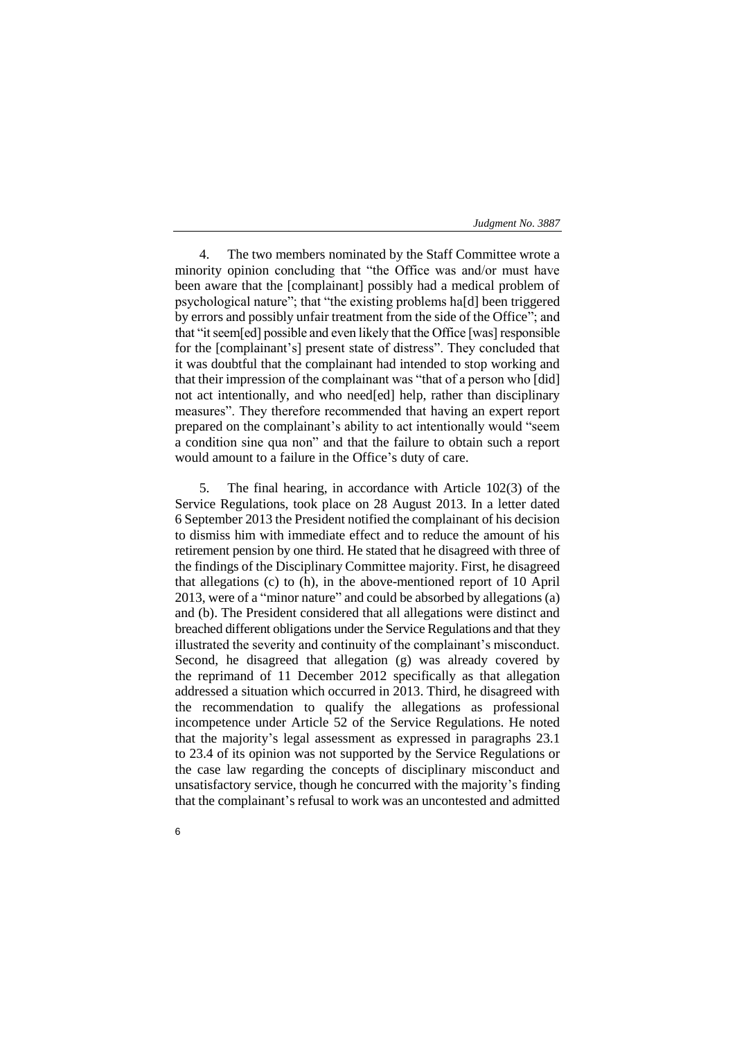4. The two members nominated by the Staff Committee wrote a minority opinion concluding that "the Office was and/or must have been aware that the [complainant] possibly had a medical problem of psychological nature"; that "the existing problems ha[d] been triggered by errors and possibly unfair treatment from the side of the Office"; and that "it seem[ed] possible and even likely that the Office [was] responsible for the [complainant's] present state of distress". They concluded that it was doubtful that the complainant had intended to stop working and that their impression of the complainant was "that of a person who [did] not act intentionally, and who need[ed] help, rather than disciplinary measures". They therefore recommended that having an expert report prepared on the complainant's ability to act intentionally would "seem a condition sine qua non" and that the failure to obtain such a report would amount to a failure in the Office's duty of care.

5. The final hearing, in accordance with Article 102(3) of the Service Regulations, took place on 28 August 2013. In a letter dated 6 September 2013 the President notified the complainant of his decision to dismiss him with immediate effect and to reduce the amount of his retirement pension by one third. He stated that he disagreed with three of the findings of the Disciplinary Committee majority. First, he disagreed that allegations (c) to (h), in the above-mentioned report of 10 April 2013, were of a "minor nature" and could be absorbed by allegations (a) and (b). The President considered that all allegations were distinct and breached different obligations under the Service Regulations and that they illustrated the severity and continuity of the complainant's misconduct. Second, he disagreed that allegation (g) was already covered by the reprimand of 11 December 2012 specifically as that allegation addressed a situation which occurred in 2013. Third, he disagreed with the recommendation to qualify the allegations as professional incompetence under Article 52 of the Service Regulations. He noted that the majority's legal assessment as expressed in paragraphs 23.1 to 23.4 of its opinion was not supported by the Service Regulations or the case law regarding the concepts of disciplinary misconduct and unsatisfactory service, though he concurred with the majority's finding that the complainant's refusal to work was an uncontested and admitted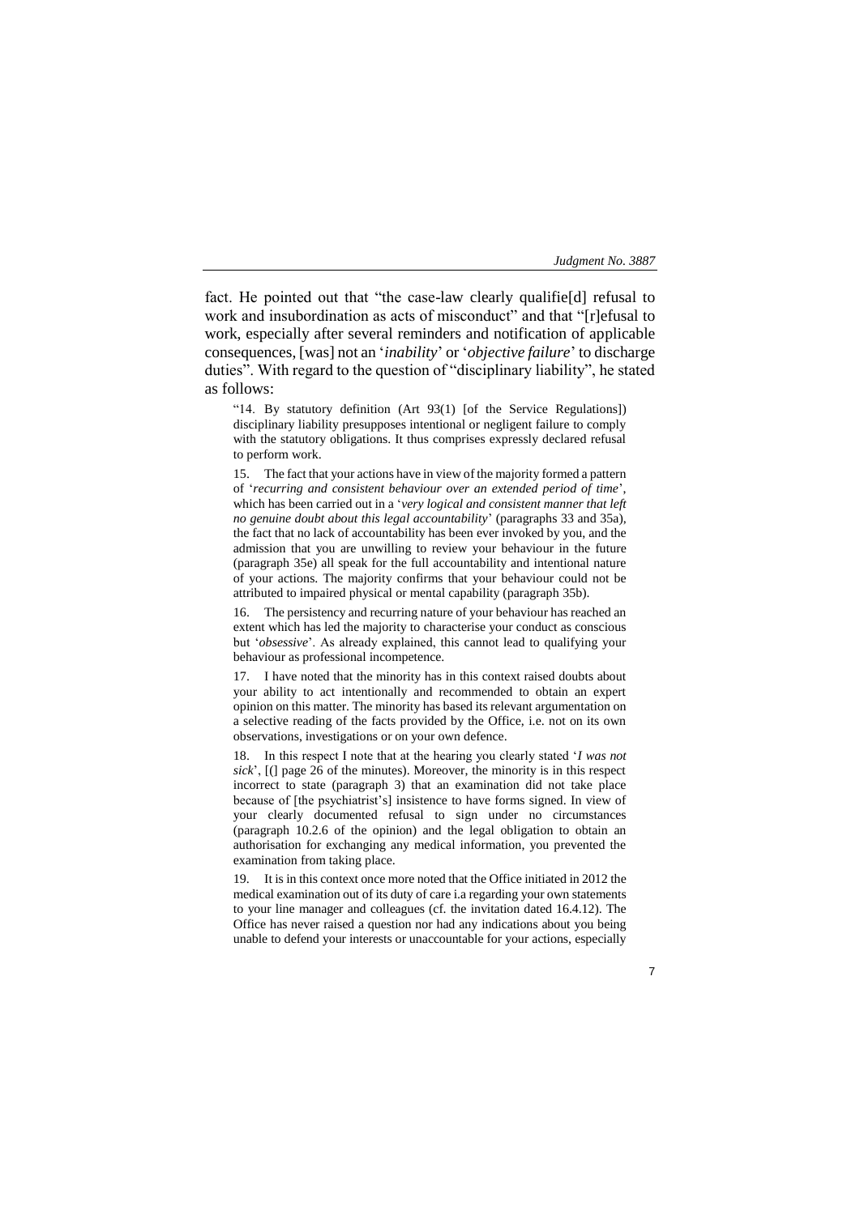fact. He pointed out that "the case-law clearly qualifie[d] refusal to work and insubordination as acts of misconduct" and that "[r]efusal to work, especially after several reminders and notification of applicable consequences, [was] not an '*inability*' or '*objective failure*' to discharge duties". With regard to the question of "disciplinary liability", he stated as follows:

> "14. By statutory definition (Art 93(1) [of the Service Regulations]) disciplinary liability presupposes intentional or negligent failure to comply with the statutory obligations. It thus comprises expressly declared refusal to perform work.
>
> 15. The fact that your actions have in view of the majority formed a pattern of '*recurring and consistent behaviour over an extended period of time*', which has been carried out in a '*very logical and consistent manner that left no genuine doubt about this legal accountability*' (paragraphs 33 and 35a), the fact that no lack of accountability has been ever invoked by you, and the admission that you are unwilling to review your behaviour in the future (paragraph 35e) all speak for the full accountability and intentional nature of your actions. The majority confirms that your behaviour could not be attributed to impaired physical or mental capability (paragraph 35b).
>
> 16. The persistency and recurring nature of your behaviour has reached an extent which has led the majority to characterise your conduct as conscious but '*obsessive*'. As already explained, this cannot lead to qualifying your behaviour as professional incompetence.
>
> 17. I have noted that the minority has in this context raised doubts about your ability to act intentionally and recommended to obtain an expert opinion on this matter. The minority has based its relevant argumentation on a selective reading of the facts provided by the Office, i.e. not on its own observations, investigations or on your own defence.
>
> 18. In this respect I note that at the hearing you clearly stated '*I was not sick*', [(] page 26 of the minutes). Moreover, the minority is in this respect incorrect to state (paragraph 3) that an examination did not take place because of [the psychiatrist's] insistence to have forms signed. In view of your clearly documented refusal to sign under no circumstances (paragraph 10.2.6 of the opinion) and the legal obligation to obtain an authorisation for exchanging any medical information, you prevented the examination from taking place.
>
> 19. It is in this context once more noted that the Office initiated in 2012 the medical examination out of its duty of care i.a regarding your own statements to your line manager and colleagues (cf. the invitation dated 16.4.12). The Office has never raised a question nor had any indications about you being unable to defend your interests or unaccountable for your actions, especially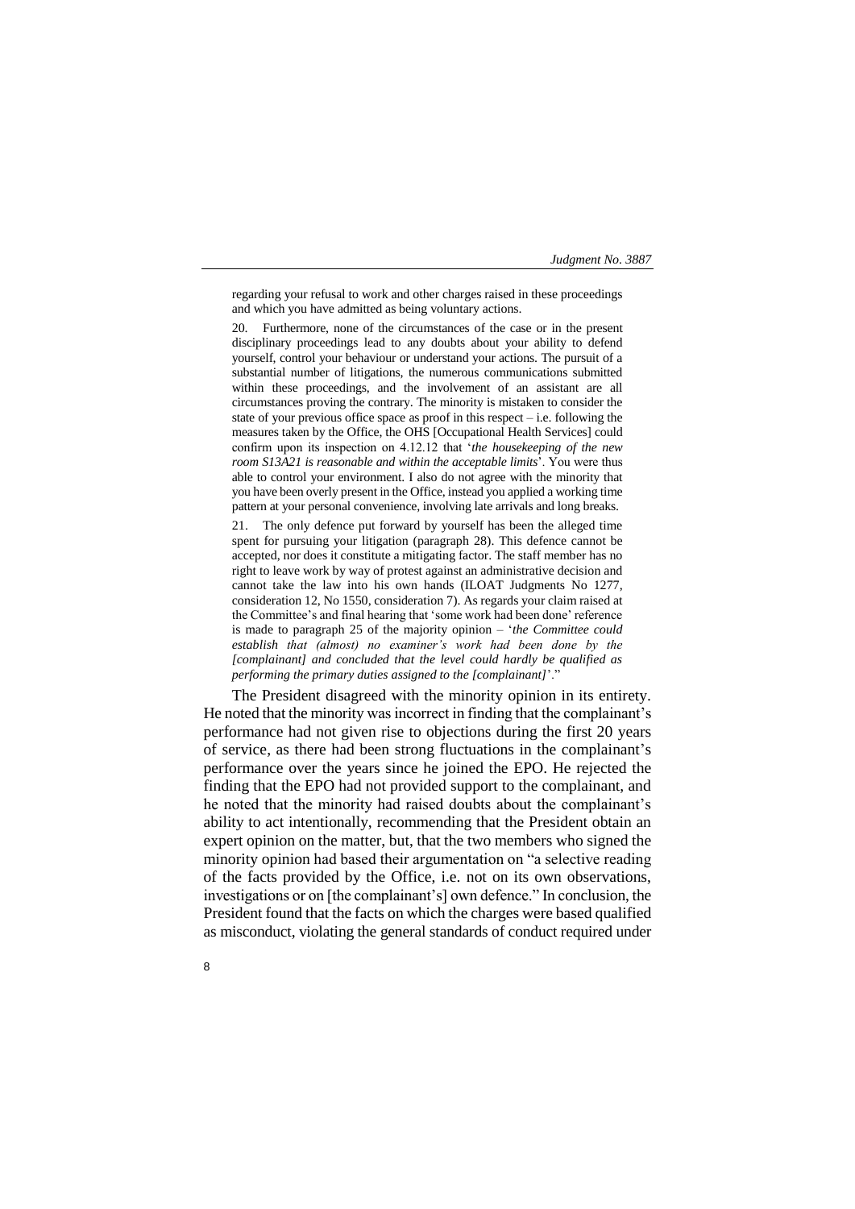regarding your refusal to work and other charges raised in these proceedings and which you have admitted as being voluntary actions.

20. Furthermore, none of the circumstances of the case or in the present disciplinary proceedings lead to any doubts about your ability to defend yourself, control your behaviour or understand your actions. The pursuit of a substantial number of litigations, the numerous communications submitted within these proceedings, and the involvement of an assistant are all circumstances proving the contrary. The minority is mistaken to consider the state of your previous office space as proof in this respect – i.e. following the measures taken by the Office, the OHS [Occupational Health Services] could confirm upon its inspection on 4.12.12 that '*the housekeeping of the new room S13A21 is reasonable and within the acceptable limits*'. You were thus able to control your environment. I also do not agree with the minority that you have been overly present in the Office, instead you applied a working time pattern at your personal convenience, involving late arrivals and long breaks.

21. The only defence put forward by yourself has been the alleged time spent for pursuing your litigation (paragraph 28). This defence cannot be accepted, nor does it constitute a mitigating factor. The staff member has no right to leave work by way of protest against an administrative decision and cannot take the law into his own hands (ILOAT Judgments No 1277, consideration 12, No 1550, consideration 7). As regards your claim raised at the Committee's and final hearing that 'some work had been done' reference is made to paragraph 25 of the majority opinion – '*the Committee could establish that (almost) no examiner's work had been done by the [complainant] and concluded that the level could hardly be qualified as performing the primary duties assigned to the [complainant]*'."

The President disagreed with the minority opinion in its entirety. He noted that the minority was incorrect in finding that the complainant's performance had not given rise to objections during the first 20 years of service, as there had been strong fluctuations in the complainant's performance over the years since he joined the EPO. He rejected the finding that the EPO had not provided support to the complainant, and he noted that the minority had raised doubts about the complainant's ability to act intentionally, recommending that the President obtain an expert opinion on the matter, but, that the two members who signed the minority opinion had based their argumentation on "a selective reading of the facts provided by the Office, i.e. not on its own observations, investigations or on [the complainant's] own defence." In conclusion, the President found that the facts on which the charges were based qualified as misconduct, violating the general standards of conduct required under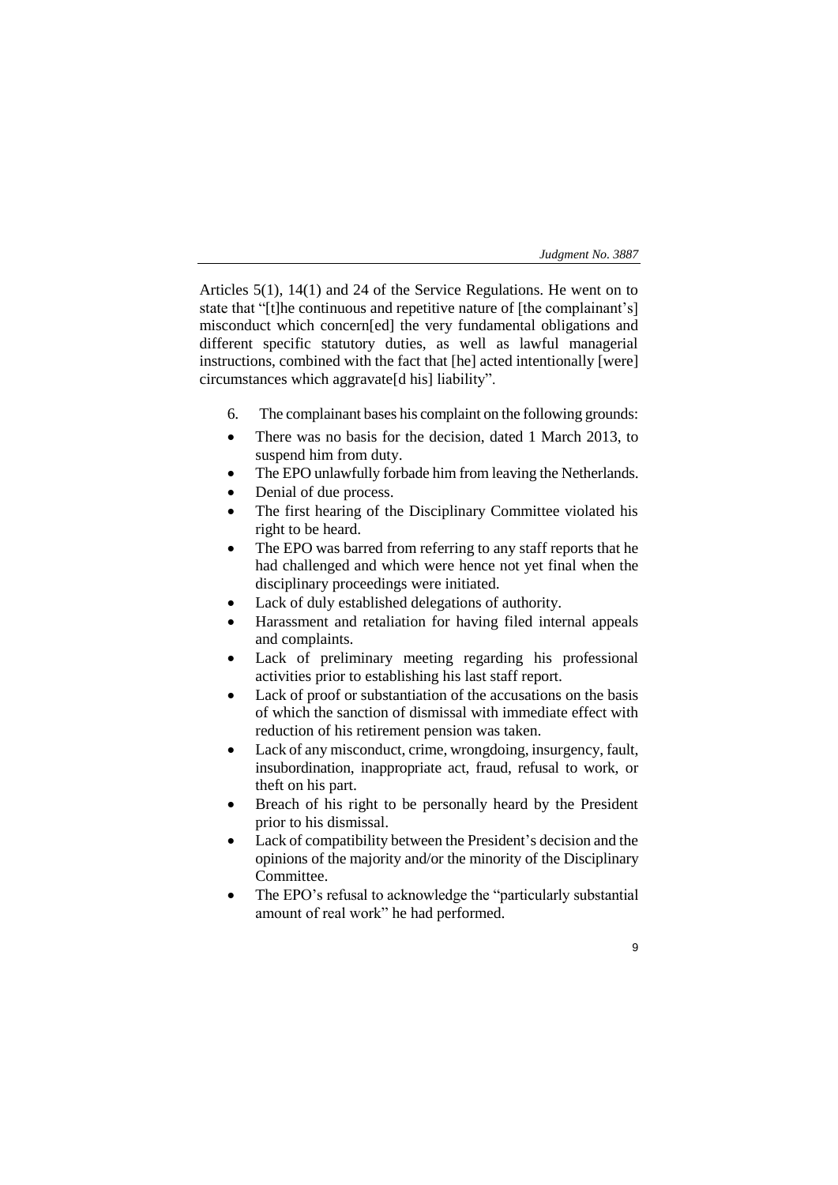Articles 5(1), 14(1) and 24 of the Service Regulations. He went on to state that "[t]he continuous and repetitive nature of [the complainant's] misconduct which concern[ed] the very fundamental obligations and different specific statutory duties, as well as lawful managerial instructions, combined with the fact that [he] acted intentionally [were] circumstances which aggravate[d his] liability".

6. The complainant bases his complaint on the following grounds:

- There was no basis for the decision, dated 1 March 2013, to suspend him from duty.
- The EPO unlawfully forbade him from leaving the Netherlands.
- Denial of due process.
- The first hearing of the Disciplinary Committee violated his right to be heard.
- The EPO was barred from referring to any staff reports that he had challenged and which were hence not yet final when the disciplinary proceedings were initiated.
- Lack of duly established delegations of authority.
- Harassment and retaliation for having filed internal appeals and complaints.
- Lack of preliminary meeting regarding his professional activities prior to establishing his last staff report.
- Lack of proof or substantiation of the accusations on the basis of which the sanction of dismissal with immediate effect with reduction of his retirement pension was taken.
- Lack of any misconduct, crime, wrongdoing, insurgency, fault, insubordination, inappropriate act, fraud, refusal to work, or theft on his part.
- Breach of his right to be personally heard by the President prior to his dismissal.
- Lack of compatibility between the President's decision and the opinions of the majority and/or the minority of the Disciplinary Committee.
- The EPO's refusal to acknowledge the "particularly substantial amount of real work" he had performed.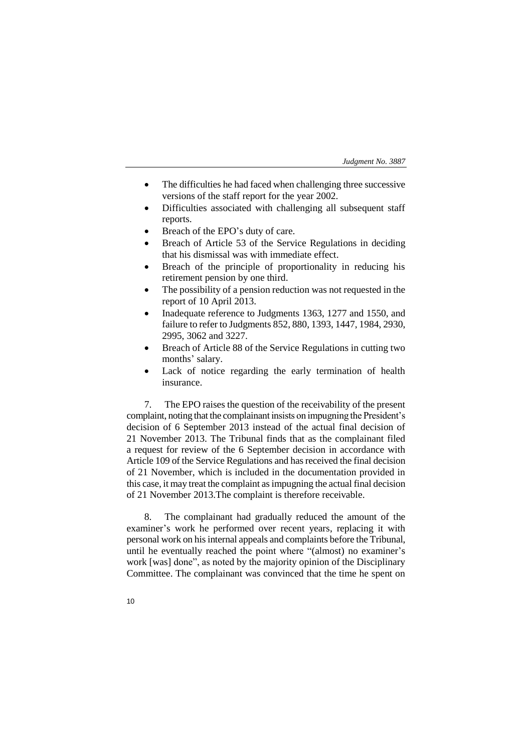- The difficulties he had faced when challenging three successive versions of the staff report for the year 2002.
- Difficulties associated with challenging all subsequent staff reports.
- Breach of the EPO's duty of care.
- Breach of Article 53 of the Service Regulations in deciding that his dismissal was with immediate effect.
- Breach of the principle of proportionality in reducing his retirement pension by one third.
- The possibility of a pension reduction was not requested in the report of 10 April 2013.
- Inadequate reference to Judgments 1363, 1277 and 1550, and failure to refer to Judgments 852, 880, 1393, 1447, 1984, 2930, 2995, 3062 and 3227.
- Breach of Article 88 of the Service Regulations in cutting two months' salary.
- Lack of notice regarding the early termination of health insurance.

7. The EPO raises the question of the receivability of the present complaint, noting that the complainant insists on impugning the President's decision of 6 September 2013 instead of the actual final decision of 21 November 2013. The Tribunal finds that as the complainant filed a request for review of the 6 September decision in accordance with Article 109 of the Service Regulations and has received the final decision of 21 November, which is included in the documentation provided in this case, it may treat the complaint as impugning the actual final decision of 21 November 2013.The complaint is therefore receivable.

8. The complainant had gradually reduced the amount of the examiner's work he performed over recent years, replacing it with personal work on his internal appeals and complaints before the Tribunal, until he eventually reached the point where "(almost) no examiner's work [was] done", as noted by the majority opinion of the Disciplinary Committee. The complainant was convinced that the time he spent on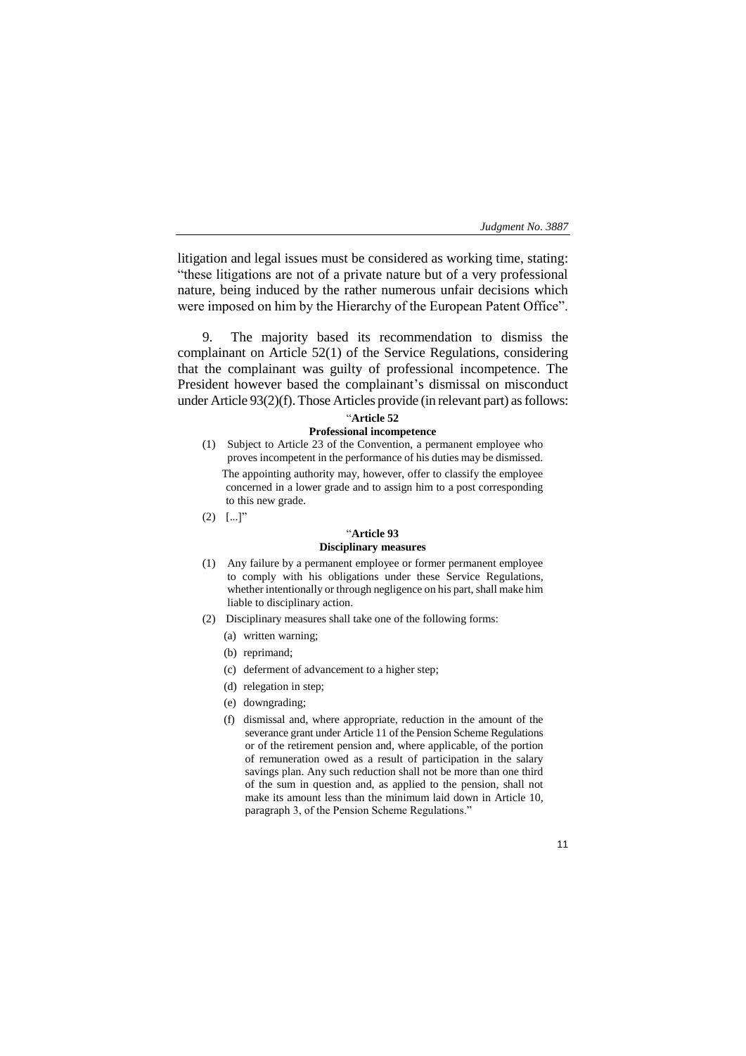litigation and legal issues must be considered as working time, stating: "these litigations are not of a private nature but of a very professional nature, being induced by the rather numerous unfair decisions which were imposed on him by the Hierarchy of the European Patent Office".

9. The majority based its recommendation to dismiss the complainant on Article 52(1) of the Service Regulations, considering that the complainant was guilty of professional incompetence. The President however based the complainant's dismissal on misconduct under Article 93(2)(f). Those Articles provide (in relevant part) as follows:

"**Article 52**
**Professional incompetence**

(1) Subject to Article 23 of the Convention, a permanent employee who proves incompetent in the performance of his duties may be dismissed.
The appointing authority may, however, offer to classify the employee concerned in a lower grade and to assign him to a post corresponding to this new grade.

(2) [...]"

"**Article 93**
**Disciplinary measures**

(1) Any failure by a permanent employee or former permanent employee to comply with his obligations under these Service Regulations, whether intentionally or through negligence on his part, shall make him liable to disciplinary action.

(2) Disciplinary measures shall take one of the following forms:

(a) written warning;

(b) reprimand;

(c) deferment of advancement to a higher step;

(d) relegation in step;

(e) downgrading;

(f) dismissal and, where appropriate, reduction in the amount of the severance grant under Article 11 of the Pension Scheme Regulations or of the retirement pension and, where applicable, of the portion of remuneration owed as a result of participation in the salary savings plan. Any such reduction shall not be more than one third of the sum in question and, as applied to the pension, shall not make its amount less than the minimum laid down in Article 10, paragraph 3, of the Pension Scheme Regulations."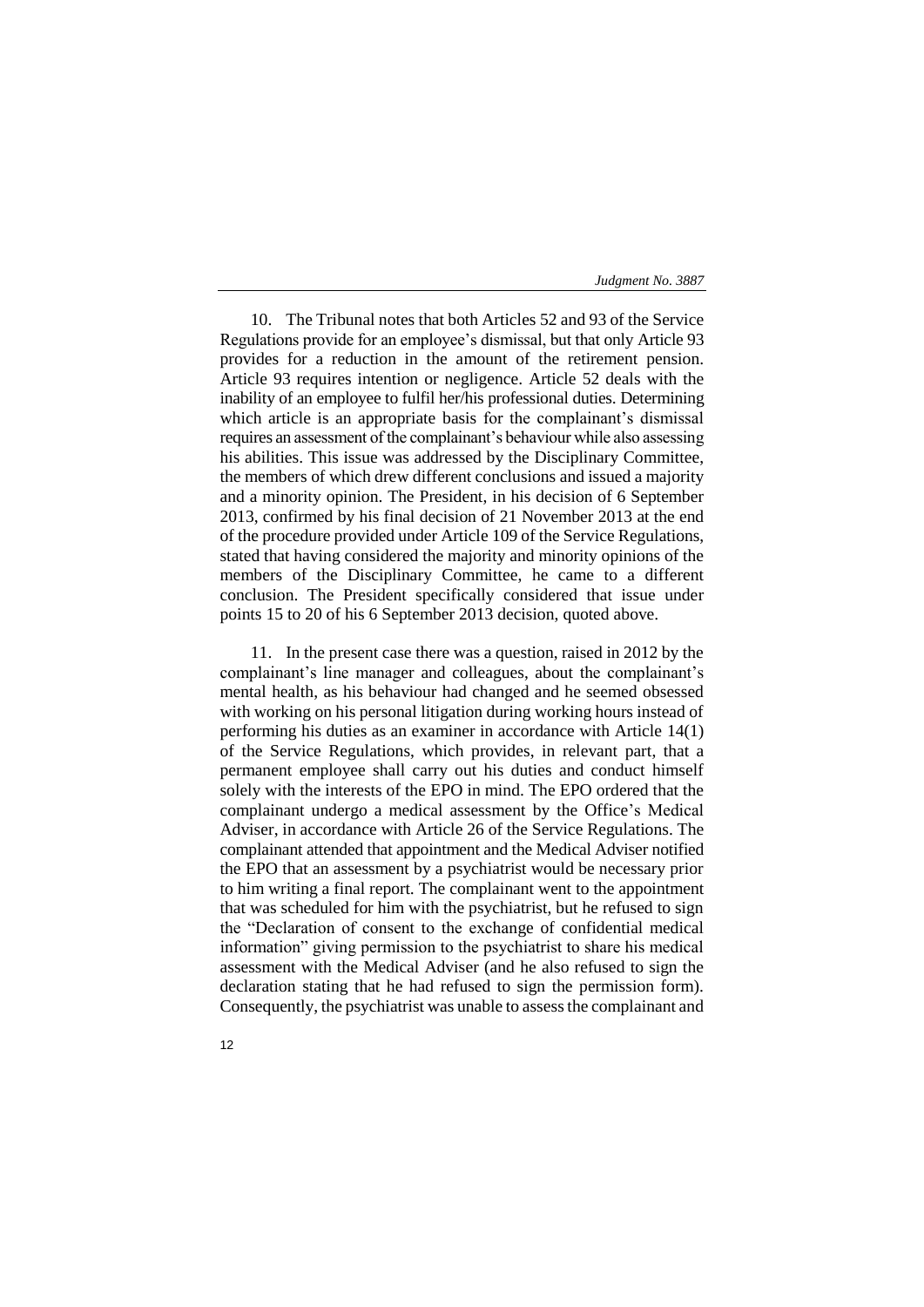10. The Tribunal notes that both Articles 52 and 93 of the Service Regulations provide for an employee's dismissal, but that only Article 93 provides for a reduction in the amount of the retirement pension. Article 93 requires intention or negligence. Article 52 deals with the inability of an employee to fulfil her/his professional duties. Determining which article is an appropriate basis for the complainant's dismissal requires an assessment of the complainant's behaviour while also assessing his abilities. This issue was addressed by the Disciplinary Committee, the members of which drew different conclusions and issued a majority and a minority opinion. The President, in his decision of 6 September 2013, confirmed by his final decision of 21 November 2013 at the end of the procedure provided under Article 109 of the Service Regulations, stated that having considered the majority and minority opinions of the members of the Disciplinary Committee, he came to a different conclusion. The President specifically considered that issue under points 15 to 20 of his 6 September 2013 decision, quoted above.

11. In the present case there was a question, raised in 2012 by the complainant's line manager and colleagues, about the complainant's mental health, as his behaviour had changed and he seemed obsessed with working on his personal litigation during working hours instead of performing his duties as an examiner in accordance with Article 14(1) of the Service Regulations, which provides, in relevant part, that a permanent employee shall carry out his duties and conduct himself solely with the interests of the EPO in mind. The EPO ordered that the complainant undergo a medical assessment by the Office's Medical Adviser, in accordance with Article 26 of the Service Regulations. The complainant attended that appointment and the Medical Adviser notified the EPO that an assessment by a psychiatrist would be necessary prior to him writing a final report. The complainant went to the appointment that was scheduled for him with the psychiatrist, but he refused to sign the "Declaration of consent to the exchange of confidential medical information" giving permission to the psychiatrist to share his medical assessment with the Medical Adviser (and he also refused to sign the declaration stating that he had refused to sign the permission form). Consequently, the psychiatrist was unable to assess the complainant and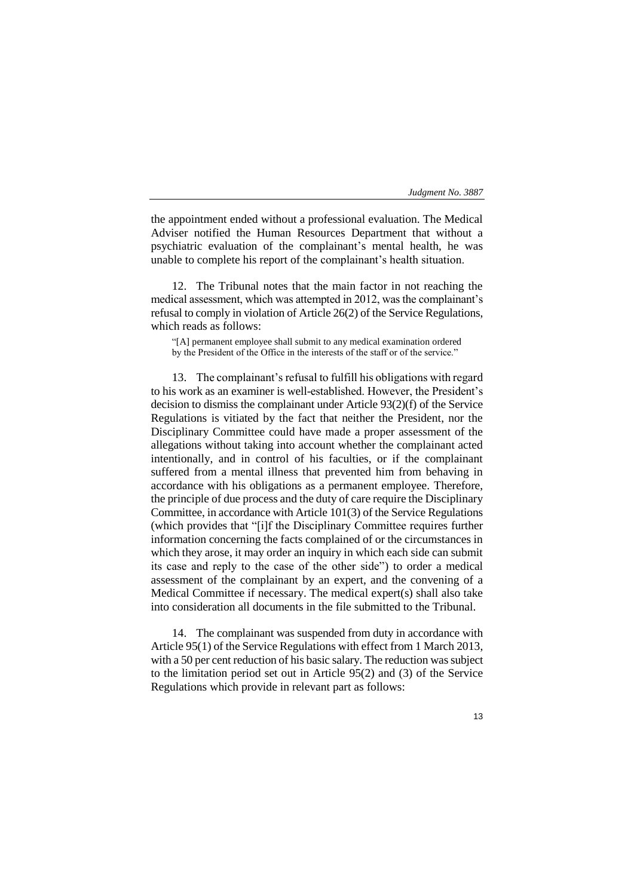the appointment ended without a professional evaluation. The Medical Adviser notified the Human Resources Department that without a psychiatric evaluation of the complainant's mental health, he was unable to complete his report of the complainant's health situation.

12. The Tribunal notes that the main factor in not reaching the medical assessment, which was attempted in 2012, was the complainant's refusal to comply in violation of Article 26(2) of the Service Regulations, which reads as follows:

> "[A] permanent employee shall submit to any medical examination ordered by the President of the Office in the interests of the staff or of the service."

13. The complainant's refusal to fulfill his obligations with regard to his work as an examiner is well-established. However, the President's decision to dismiss the complainant under Article 93(2)(f) of the Service Regulations is vitiated by the fact that neither the President, nor the Disciplinary Committee could have made a proper assessment of the allegations without taking into account whether the complainant acted intentionally, and in control of his faculties, or if the complainant suffered from a mental illness that prevented him from behaving in accordance with his obligations as a permanent employee. Therefore, the principle of due process and the duty of care require the Disciplinary Committee, in accordance with Article 101(3) of the Service Regulations (which provides that "[i]f the Disciplinary Committee requires further information concerning the facts complained of or the circumstances in which they arose, it may order an inquiry in which each side can submit its case and reply to the case of the other side") to order a medical assessment of the complainant by an expert, and the convening of a Medical Committee if necessary. The medical expert(s) shall also take into consideration all documents in the file submitted to the Tribunal.

14. The complainant was suspended from duty in accordance with Article 95(1) of the Service Regulations with effect from 1 March 2013, with a 50 per cent reduction of his basic salary. The reduction was subject to the limitation period set out in Article 95(2) and (3) of the Service Regulations which provide in relevant part as follows: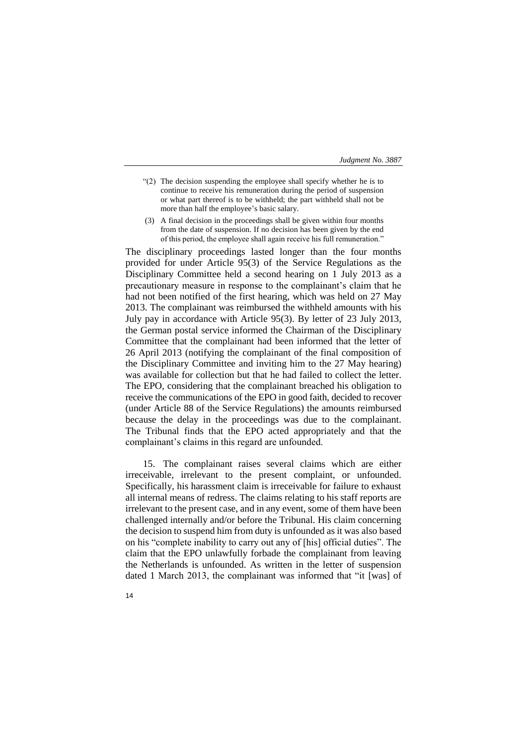> "(2) The decision suspending the employee shall specify whether he is to continue to receive his remuneration during the period of suspension or what part thereof is to be withheld; the part withheld shall not be more than half the employee's basic salary.
>
> (3) A final decision in the proceedings shall be given within four months from the date of suspension. If no decision has been given by the end of this period, the employee shall again receive his full remuneration."

The disciplinary proceedings lasted longer than the four months provided for under Article 95(3) of the Service Regulations as the Disciplinary Committee held a second hearing on 1 July 2013 as a precautionary measure in response to the complainant's claim that he had not been notified of the first hearing, which was held on 27 May 2013. The complainant was reimbursed the withheld amounts with his July pay in accordance with Article 95(3). By letter of 23 July 2013, the German postal service informed the Chairman of the Disciplinary Committee that the complainant had been informed that the letter of 26 April 2013 (notifying the complainant of the final composition of the Disciplinary Committee and inviting him to the 27 May hearing) was available for collection but that he had failed to collect the letter. The EPO, considering that the complainant breached his obligation to receive the communications of the EPO in good faith, decided to recover (under Article 88 of the Service Regulations) the amounts reimbursed because the delay in the proceedings was due to the complainant. The Tribunal finds that the EPO acted appropriately and that the complainant's claims in this regard are unfounded.

15. The complainant raises several claims which are either irreceivable, irrelevant to the present complaint, or unfounded. Specifically, his harassment claim is irreceivable for failure to exhaust all internal means of redress. The claims relating to his staff reports are irrelevant to the present case, and in any event, some of them have been challenged internally and/or before the Tribunal. His claim concerning the decision to suspend him from duty is unfounded as it was also based on his "complete inability to carry out any of [his] official duties". The claim that the EPO unlawfully forbade the complainant from leaving the Netherlands is unfounded. As written in the letter of suspension dated 1 March 2013, the complainant was informed that "it [was] of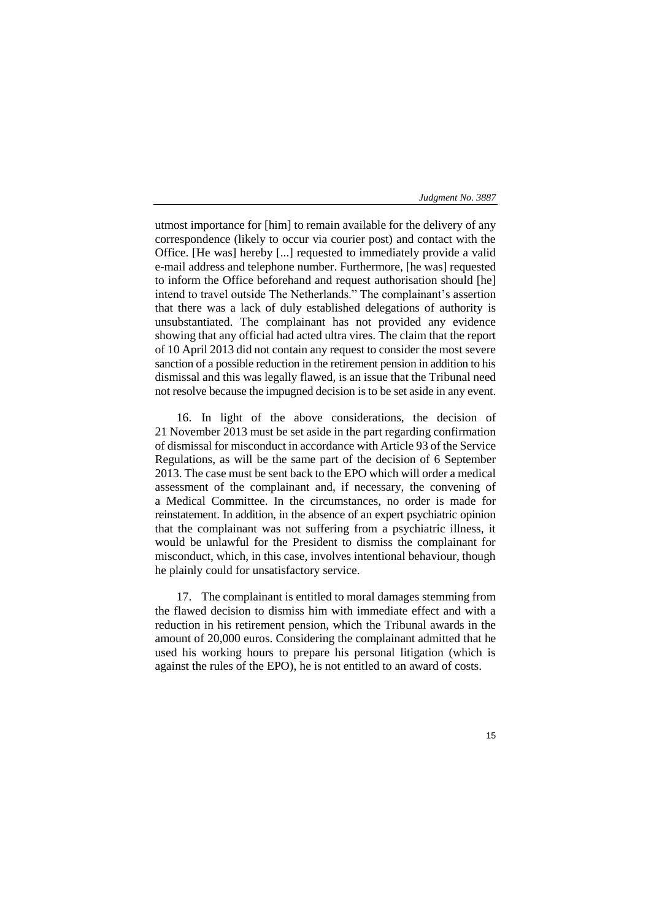utmost importance for [him] to remain available for the delivery of any correspondence (likely to occur via courier post) and contact with the Office. [He was] hereby [...] requested to immediately provide a valid e-mail address and telephone number. Furthermore, [he was] requested to inform the Office beforehand and request authorisation should [he] intend to travel outside The Netherlands." The complainant's assertion that there was a lack of duly established delegations of authority is unsubstantiated. The complainant has not provided any evidence showing that any official had acted ultra vires. The claim that the report of 10 April 2013 did not contain any request to consider the most severe sanction of a possible reduction in the retirement pension in addition to his dismissal and this was legally flawed, is an issue that the Tribunal need not resolve because the impugned decision is to be set aside in any event.

16. In light of the above considerations, the decision of 21 November 2013 must be set aside in the part regarding confirmation of dismissal for misconduct in accordance with Article 93 of the Service Regulations, as will be the same part of the decision of 6 September 2013. The case must be sent back to the EPO which will order a medical assessment of the complainant and, if necessary, the convening of a Medical Committee. In the circumstances, no order is made for reinstatement. In addition, in the absence of an expert psychiatric opinion that the complainant was not suffering from a psychiatric illness, it would be unlawful for the President to dismiss the complainant for misconduct, which, in this case, involves intentional behaviour, though he plainly could for unsatisfactory service.

17. The complainant is entitled to moral damages stemming from the flawed decision to dismiss him with immediate effect and with a reduction in his retirement pension, which the Tribunal awards in the amount of 20,000 euros. Considering the complainant admitted that he used his working hours to prepare his personal litigation (which is against the rules of the EPO), he is not entitled to an award of costs.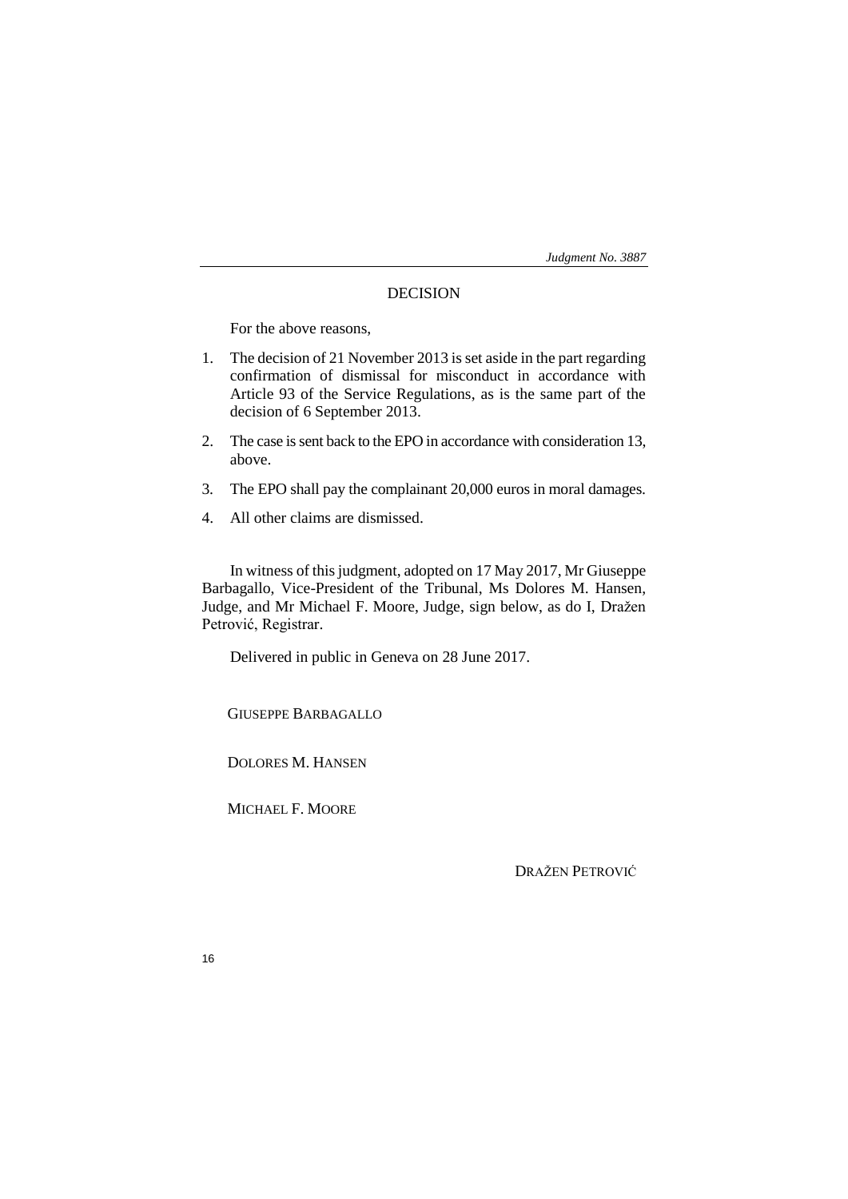## DECISION

For the above reasons,

1. The decision of 21 November 2013 is set aside in the part regarding confirmation of dismissal for misconduct in accordance with Article 93 of the Service Regulations, as is the same part of the decision of 6 September 2013.
2. The case is sent back to the EPO in accordance with consideration 13, above.
3. The EPO shall pay the complainant 20,000 euros in moral damages.
4. All other claims are dismissed.

In witness of this judgment, adopted on 17 May 2017, Mr Giuseppe Barbagallo, Vice-President of the Tribunal, Ms Dolores M. Hansen, Judge, and Mr Michael F. Moore, Judge, sign below, as do I, Dražen Petrović, Registrar.

Delivered in public in Geneva on 28 June 2017.

GIUSEPPE BARBAGALLO

DOLORES M. HANSEN

MICHAEL F. MOORE

DRAŽEN PETROVIĆ